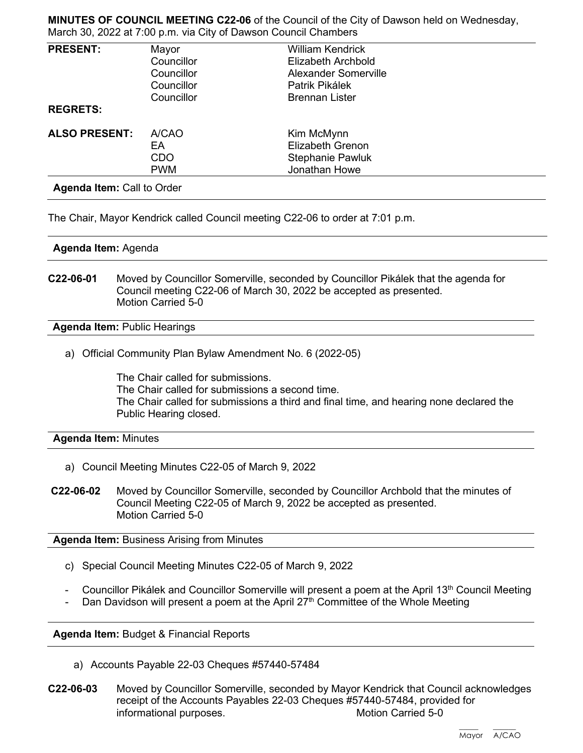**MINUTES OF COUNCIL MEETING C22-06** of the Council of the City of Dawson held on Wednesday, March 30, 2022 at 7:00 p.m. via City of Dawson Council Chambers

| | | |
|---|---|---|
| **PRESENT:** | Mayor | William Kendrick |
| | Councillor | Elizabeth Archbold |
| | Councillor | Alexander Somerville |
| | Councillor | Patrik Pikálek |
| | Councillor | Brennan Lister |
| **REGRETS:** | | |
| **ALSO PRESENT:** | A/CAO | Kim McMynn |
| | EA | Elizabeth Grenon |
| | CDO | Stephanie Pawluk |
| | PWM | Jonathan Howe |

**Agenda Item:** Call to Order

The Chair, Mayor Kendrick called Council meeting C22-06 to order at 7:01 p.m.

**Agenda Item:** Agenda

**C22-06-01** Moved by Councillor Somerville, seconded by Councillor Pikálek that the agenda for Council meeting C22-06 of March 30, 2022 be accepted as presented.
Motion Carried 5-0

**Agenda Item:** Public Hearings

a) Official Community Plan Bylaw Amendment No. 6 (2022-05)

The Chair called for submissions.
The Chair called for submissions a second time.
The Chair called for submissions a third and final time, and hearing none declared the Public Hearing closed.

**Agenda Item:** Minutes

a) Council Meeting Minutes C22-05 of March 9, 2022

**C22-06-02** Moved by Councillor Somerville, seconded by Councillor Archbold that the minutes of Council Meeting C22-05 of March 9, 2022 be accepted as presented.
Motion Carried 5-0

**Agenda Item:** Business Arising from Minutes

c) Special Council Meeting Minutes C22-05 of March 9, 2022

- Councillor Pikálek and Councillor Somerville will present a poem at the April 13th Council Meeting
- Dan Davidson will present a poem at the April 27th Committee of the Whole Meeting

**Agenda Item:** Budget & Financial Reports

a) Accounts Payable 22-03 Cheques #57440-57484

**C22-06-03** Moved by Councillor Somerville, seconded by Mayor Kendrick that Council acknowledges receipt of the Accounts Payables 22-03 Cheques #57440-57484, provided for informational purposes.
Motion Carried 5-0

\_\_\_\_ Mayor \_\_\_\_ A/CAO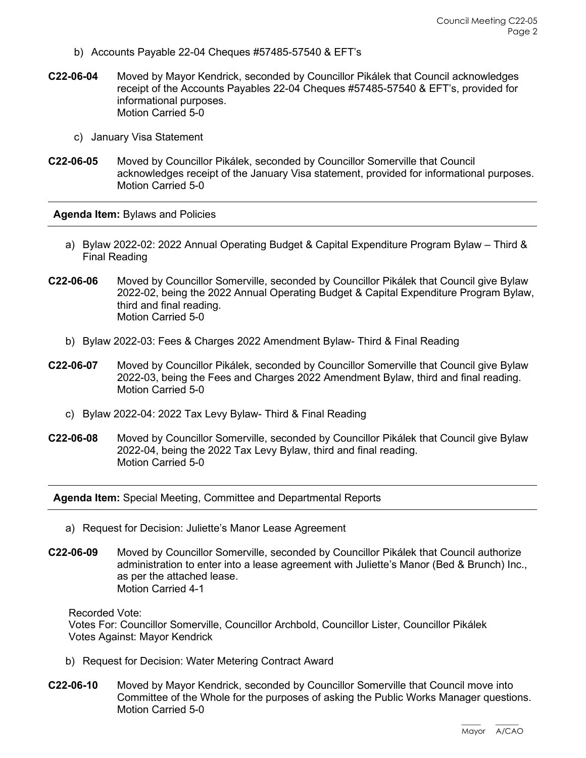b) Accounts Payable 22-04 Cheques #57485-57540 & EFT's

**C22-06-04** Moved by Mayor Kendrick, seconded by Councillor Pikálek that Council acknowledges receipt of the Accounts Payables 22-04 Cheques #57485-57540 & EFT's, provided for informational purposes.
Motion Carried 5-0

c) January Visa Statement

**C22-06-05** Moved by Councillor Pikálek, seconded by Councillor Somerville that Council acknowledges receipt of the January Visa statement, provided for informational purposes.
Motion Carried 5-0

---

**Agenda Item:** Bylaws and Policies

---

a) Bylaw 2022-02: 2022 Annual Operating Budget & Capital Expenditure Program Bylaw – Third & Final Reading

**C22-06-06** Moved by Councillor Somerville, seconded by Councillor Pikálek that Council give Bylaw 2022-02, being the 2022 Annual Operating Budget & Capital Expenditure Program Bylaw, third and final reading.
Motion Carried 5-0

b) Bylaw 2022-03: Fees & Charges 2022 Amendment Bylaw- Third & Final Reading

**C22-06-07** Moved by Councillor Pikálek, seconded by Councillor Somerville that Council give Bylaw 2022-03, being the Fees and Charges 2022 Amendment Bylaw, third and final reading.
Motion Carried 5-0

c) Bylaw 2022-04: 2022 Tax Levy Bylaw- Third & Final Reading

**C22-06-08** Moved by Councillor Somerville, seconded by Councillor Pikálek that Council give Bylaw 2022-04, being the 2022 Tax Levy Bylaw, third and final reading.
Motion Carried 5-0

---

**Agenda Item:** Special Meeting, Committee and Departmental Reports

---

a) Request for Decision: Juliette's Manor Lease Agreement

**C22-06-09** Moved by Councillor Somerville, seconded by Councillor Pikálek that Council authorize administration to enter into a lease agreement with Juliette's Manor (Bed & Brunch) Inc., as per the attached lease.
Motion Carried 4-1

Recorded Vote:
Votes For: Councillor Somerville, Councillor Archbold, Councillor Lister, Councillor Pikálek
Votes Against: Mayor Kendrick

b) Request for Decision: Water Metering Contract Award

**C22-06-10** Moved by Mayor Kendrick, seconded by Councillor Somerville that Council move into Committee of the Whole for the purposes of asking the Public Works Manager questions.
Motion Carried 5-0

\_\_\_\_ \_\_\_\_\_
Mayor A/CAO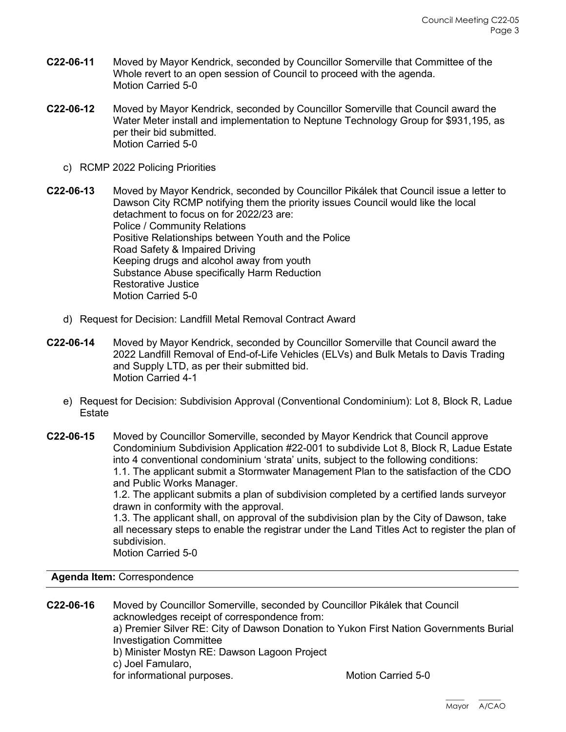**C22-06-11** Moved by Mayor Kendrick, seconded by Councillor Somerville that Committee of the Whole revert to an open session of Council to proceed with the agenda.
Motion Carried 5-0

**C22-06-12** Moved by Mayor Kendrick, seconded by Councillor Somerville that Council award the Water Meter install and implementation to Neptune Technology Group for $931,195, as per their bid submitted.
Motion Carried 5-0

c) RCMP 2022 Policing Priorities

**C22-06-13** Moved by Mayor Kendrick, seconded by Councillor Pikálek that Council issue a letter to Dawson City RCMP notifying them the priority issues Council would like the local detachment to focus on for 2022/23 are:
Police / Community Relations
Positive Relationships between Youth and the Police
Road Safety & Impaired Driving
Keeping drugs and alcohol away from youth
Substance Abuse specifically Harm Reduction
Restorative Justice
Motion Carried 5-0

d) Request for Decision: Landfill Metal Removal Contract Award

**C22-06-14** Moved by Mayor Kendrick, seconded by Councillor Somerville that Council award the 2022 Landfill Removal of End-of-Life Vehicles (ELVs) and Bulk Metals to Davis Trading and Supply LTD, as per their submitted bid.
Motion Carried 4-1

e) Request for Decision: Subdivision Approval (Conventional Condominium): Lot 8, Block R, Ladue Estate

**C22-06-15** Moved by Councillor Somerville, seconded by Mayor Kendrick that Council approve Condominium Subdivision Application #22-001 to subdivide Lot 8, Block R, Ladue Estate into 4 conventional condominium 'strata' units, subject to the following conditions:
1.1. The applicant submit a Stormwater Management Plan to the satisfaction of the CDO and Public Works Manager.
1.2. The applicant submits a plan of subdivision completed by a certified lands surveyor drawn in conformity with the approval.
1.3. The applicant shall, on approval of the subdivision plan by the City of Dawson, take all necessary steps to enable the registrar under the Land Titles Act to register the plan of subdivision.
Motion Carried 5-0

**Agenda Item:** Correspondence

**C22-06-16** Moved by Councillor Somerville, seconded by Councillor Pikálek that Council acknowledges receipt of correspondence from:
a) Premier Silver RE: City of Dawson Donation to Yukon First Nation Governments Burial Investigation Committee
b) Minister Mostyn RE: Dawson Lagoon Project
c) Joel Famularo,
for informational purposes. Motion Carried 5-0

_____ _____
Mayor A/CAO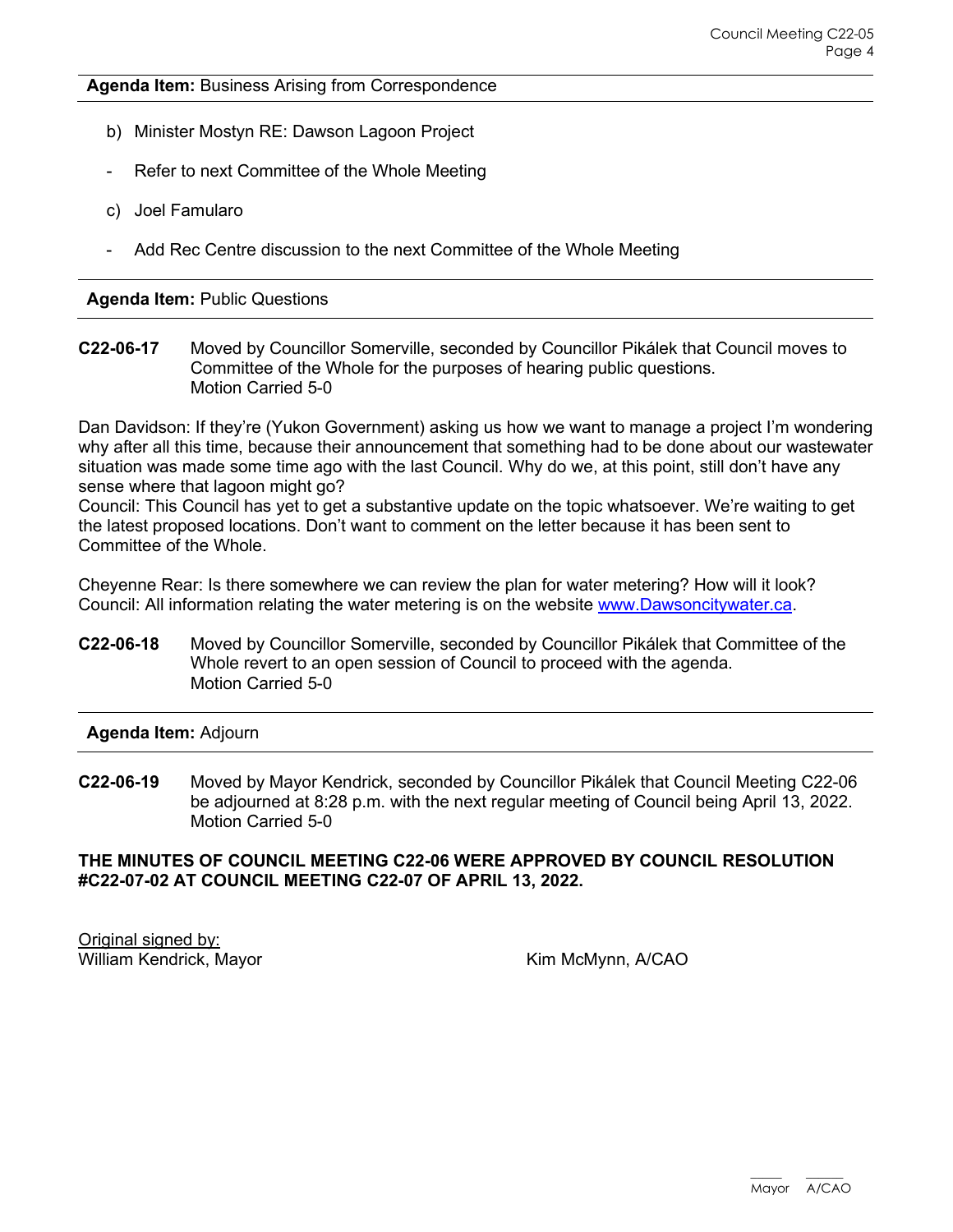**Agenda Item:** Business Arising from Correspondence

b) Minister Mostyn RE: Dawson Lagoon Project

- Refer to next Committee of the Whole Meeting

c) Joel Famularo

- Add Rec Centre discussion to the next Committee of the Whole Meeting

**Agenda Item:** Public Questions

**C22-06-17** Moved by Councillor Somerville, seconded by Councillor Pikálek that Council moves to Committee of the Whole for the purposes of hearing public questions.
Motion Carried 5-0

Dan Davidson: If they're (Yukon Government) asking us how we want to manage a project I'm wondering why after all this time, because their announcement that something had to be done about our wastewater situation was made some time ago with the last Council. Why do we, at this point, still don't have any sense where that lagoon might go?
Council: This Council has yet to get a substantive update on the topic whatsoever. We're waiting to get the latest proposed locations. Don't want to comment on the letter because it has been sent to Committee of the Whole.

Cheyenne Rear: Is there somewhere we can review the plan for water metering? How will it look?
Council: All information relating the water metering is on the website [www.Dawsoncitywater.ca](www.Dawsoncitywater.ca).

**C22-06-18** Moved by Councillor Somerville, seconded by Councillor Pikálek that Committee of the Whole revert to an open session of Council to proceed with the agenda.
Motion Carried 5-0

**Agenda Item:** Adjourn

**C22-06-19** Moved by Mayor Kendrick, seconded by Councillor Pikálek that Council Meeting C22-06 be adjourned at 8:28 p.m. with the next regular meeting of Council being April 13, 2022.
Motion Carried 5-0

**THE MINUTES OF COUNCIL MEETING C22-06 WERE APPROVED BY COUNCIL RESOLUTION #C22-07-02 AT COUNCIL MEETING C22-07 OF APRIL 13, 2022.**

Original signed by:
William Kendrick, Mayor

Kim McMynn, A/CAO